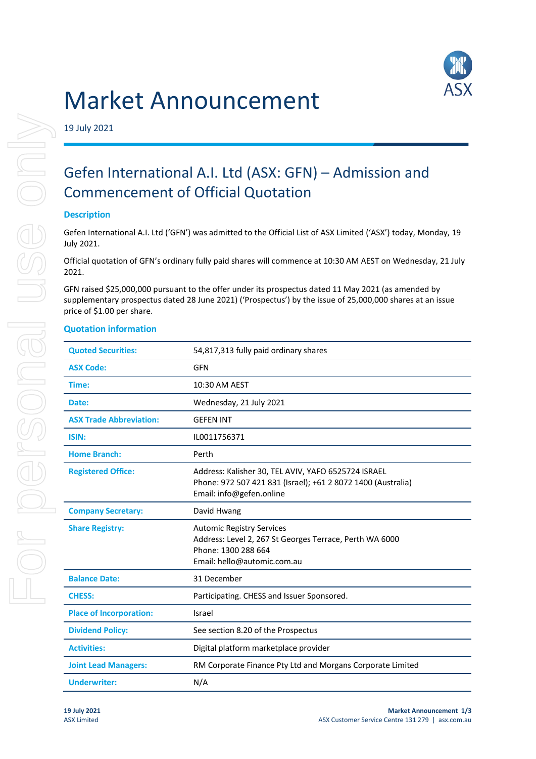# Market Announcement

19 July 2021

## Gefen International A.I. Ltd (ASX: GFN) – Admission and Commencement of Official Quotation

### Description

Gefen International A.I. Ltd ('GFN') was admitted to the Official List of ASX Limited ('ASX') today, Monday, 19 July 2021.

Official quotation of GFN's ordinary fully paid shares will commence at 10:30 AM AEST on Wednesday, 21 July 2021.

GFN raised $25,000,000 pursuant to the offer under its prospectus dated 11 May 2021 (as amended by supplementary prospectus dated 28 June 2021) ('Prospectus') by the issue of 25,000,000 shares at an issue price of $1.00 per share.

### Quotation information

| | |
|---|---|
| **Quoted Securities:** | 54,817,313 fully paid ordinary shares |
| **ASX Code:** | GFN |
| **Time:** | 10:30 AM AEST |
| **Date:** | Wednesday, 21 July 2021 |
| **ASX Trade Abbreviation:** | GEFEN INT |
| **ISIN:** | IL0011756371 |
| **Home Branch:** | Perth |
| **Registered Office:** | Address: Kalisher 30, TEL AVIV, YAFO 6525724 ISRAEL<br>Phone: 972 507 421 831 (Israel); +61 2 8072 1400 (Australia)<br>Email: info@gefen.online |
| **Company Secretary:** | David Hwang |
| **Share Registry:** | Automic Registry Services<br>Address: Level 2, 267 St Georges Terrace, Perth WA 6000<br>Phone: 1300 288 664<br>Email: hello@automic.com.au |
| **Balance Date:** | 31 December |
| **CHESS:** | Participating. CHESS and Issuer Sponsored. |
| **Place of Incorporation:** | Israel |
| **Dividend Policy:** | See section 8.20 of the Prospectus |
| **Activities:** | Digital platform marketplace provider |
| **Joint Lead Managers:** | RM Corporate Finance Pty Ltd and Morgans Corporate Limited |
| **Underwriter:** | N/A |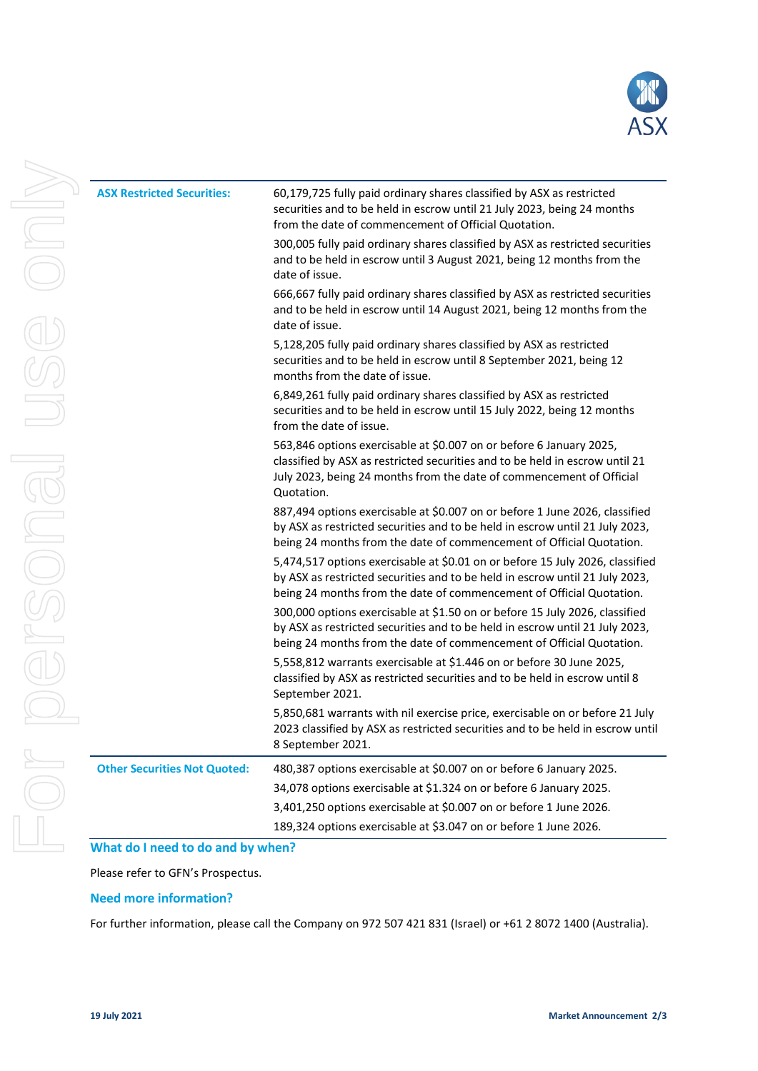| | |
|---|---|
| **ASX Restricted Securities:** | 60,179,725 fully paid ordinary shares classified by ASX as restricted securities and to be held in escrow until 21 July 2023, being 24 months from the date of commencement of Official Quotation. |
| | 300,005 fully paid ordinary shares classified by ASX as restricted securities and to be held in escrow until 3 August 2021, being 12 months from the date of issue. |
| | 666,667 fully paid ordinary shares classified by ASX as restricted securities and to be held in escrow until 14 August 2021, being 12 months from the date of issue. |
| | 5,128,205 fully paid ordinary shares classified by ASX as restricted securities and to be held in escrow until 8 September 2021, being 12 months from the date of issue. |
| | 6,849,261 fully paid ordinary shares classified by ASX as restricted securities and to be held in escrow until 15 July 2022, being 12 months from the date of issue. |
| | 563,846 options exercisable at $0.007 on or before 6 January 2025, classified by ASX as restricted securities and to be held in escrow until 21 July 2023, being 24 months from the date of commencement of Official Quotation. |
| | 887,494 options exercisable at $0.007 on or before 1 June 2026, classified by ASX as restricted securities and to be held in escrow until 21 July 2023, being 24 months from the date of commencement of Official Quotation. |
| | 5,474,517 options exercisable at $0.01 on or before 15 July 2026, classified by ASX as restricted securities and to be held in escrow until 21 July 2023, being 24 months from the date of commencement of Official Quotation. |
| | 300,000 options exercisable at $1.50 on or before 15 July 2026, classified by ASX as restricted securities and to be held in escrow until 21 July 2023, being 24 months from the date of commencement of Official Quotation. |
| | 5,558,812 warrants exercisable at $1.446 on or before 30 June 2025, classified by ASX as restricted securities and to be held in escrow until 8 September 2021. |
| | 5,850,681 warrants with nil exercise price, exercisable on or before 21 July 2023 classified by ASX as restricted securities and to be held in escrow until 8 September 2021. |
| **Other Securities Not Quoted:** | 480,387 options exercisable at $0.007 on or before 6 January 2025. |
| | 34,078 options exercisable at $1.324 on or before 6 January 2025. |
| | 3,401,250 options exercisable at $0.007 on or before 1 June 2026. |
| | 189,324 options exercisable at $3.047 on or before 1 June 2026. |

## What do I need to do and by when?

Please refer to GFN's Prospectus.

## Need more information?

For further information, please call the Company on 972 507 421 831 (Israel) or +61 2 8072 1400 (Australia).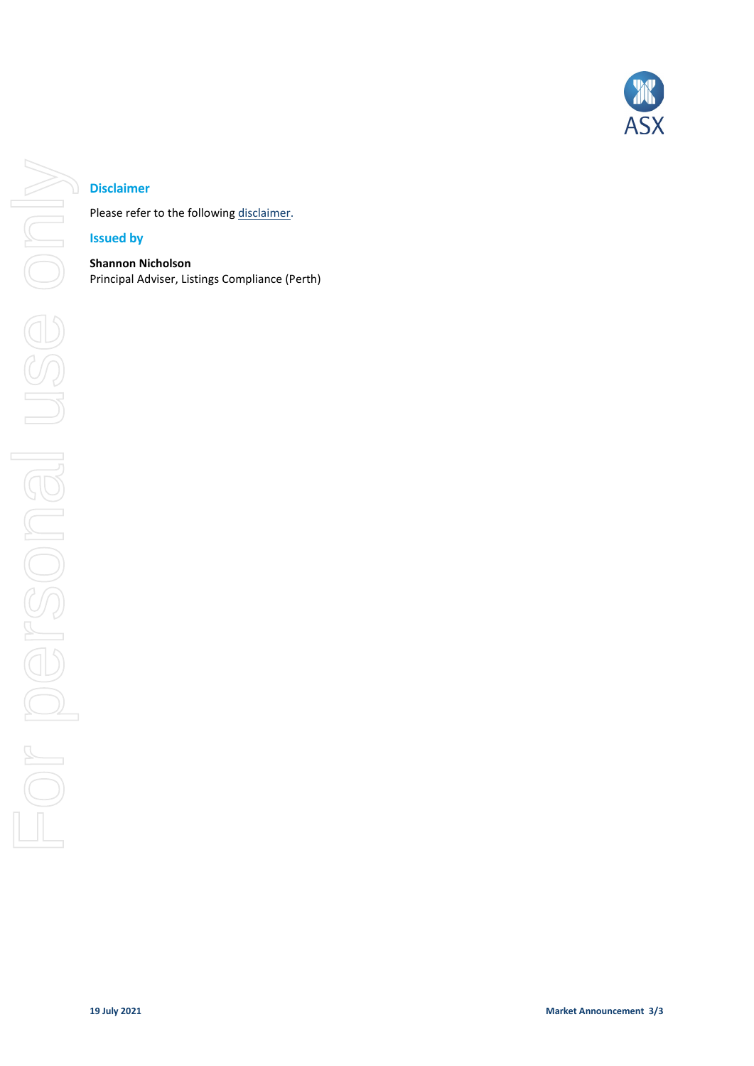## Disclaimer

Please refer to the following disclaimer.

## Issued by

**Shannon Nicholson**
Principal Adviser, Listings Compliance (Perth)